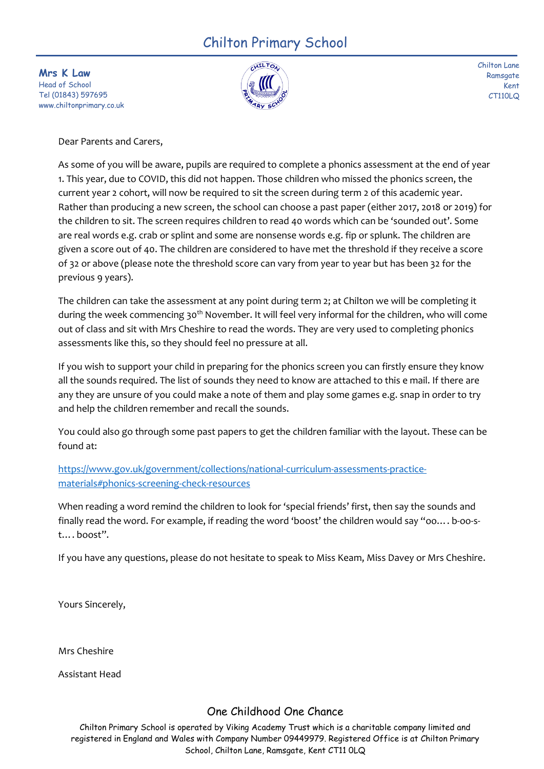# Chilton Primary School

**Mrs K Law**
Head of School
Tel (01843) 597695
www.chiltonprimary.co.uk

Chilton Lane
Ramsgate
Kent
CT110LQ

Dear Parents and Carers,

As some of you will be aware, pupils are required to complete a phonics assessment at the end of year 1. This year, due to COVID, this did not happen. Those children who missed the phonics screen, the current year 2 cohort, will now be required to sit the screen during term 2 of this academic year. Rather than producing a new screen, the school can choose a past paper (either 2017, 2018 or 2019) for the children to sit. The screen requires children to read 40 words which can be 'sounded out'. Some are real words e.g. crab or splint and some are nonsense words e.g. fip or splunk. The children are given a score out of 40. The children are considered to have met the threshold if they receive a score of 32 or above (please note the threshold score can vary from year to year but has been 32 for the previous 9 years).

The children can take the assessment at any point during term 2; at Chilton we will be completing it during the week commencing 30th November. It will feel very informal for the children, who will come out of class and sit with Mrs Cheshire to read the words. They are very used to completing phonics assessments like this, so they should feel no pressure at all.

If you wish to support your child in preparing for the phonics screen you can firstly ensure they know all the sounds required. The list of sounds they need to know are attached to this e mail. If there are any they are unsure of you could make a note of them and play some games e.g. snap in order to try and help the children remember and recall the sounds.

You could also go through some past papers to get the children familiar with the layout. These can be found at:

https://www.gov.uk/government/collections/national-curriculum-assessments-practice-materials#phonics-screening-check-resources

When reading a word remind the children to look for 'special friends' first, then say the sounds and finally read the word. For example, if reading the word 'boost' the children would say "oo…. b-oo-s-t…. boost".

If you have any questions, please do not hesitate to speak to Miss Keam, Miss Davey or Mrs Cheshire.

Yours Sincerely,

Mrs Cheshire

Assistant Head

One Childhood One Chance

Chilton Primary School is operated by Viking Academy Trust which is a charitable company limited and registered in England and Wales with Company Number 09449979. Registered Office is at Chilton Primary School, Chilton Lane, Ramsgate, Kent CT11 0LQ